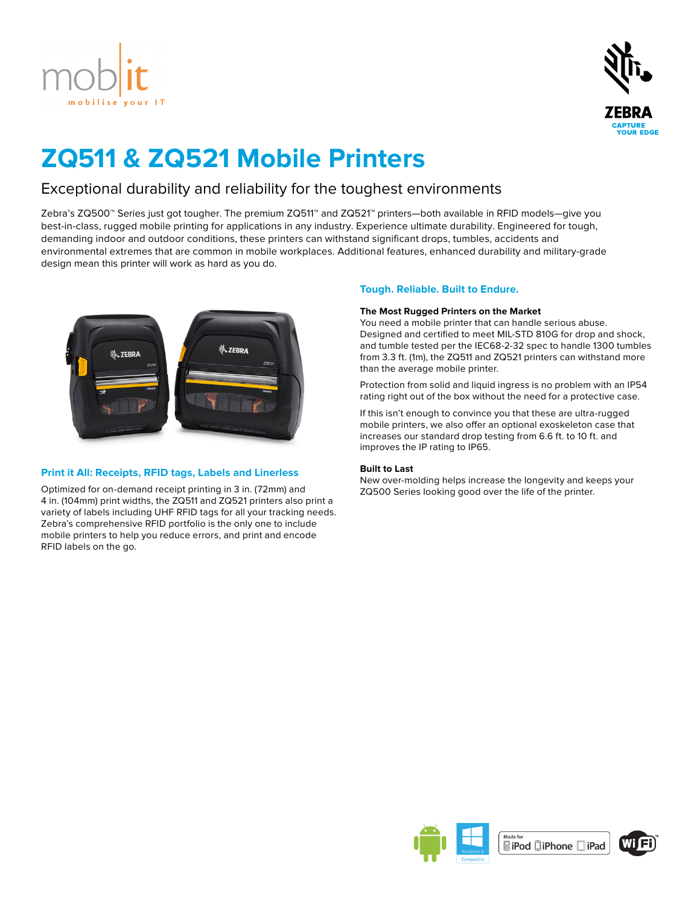# ZQ511 & ZQ521 Mobile Printers

## Exceptional durability and reliability for the toughest environments

Zebra's ZQ500™ Series just got tougher. The premium ZQ511™ and ZQ521™ printers—both available in RFID models—give you best-in-class, rugged mobile printing for applications in any industry. Experience ultimate durability. Engineered for tough, demanding indoor and outdoor conditions, these printers can withstand significant drops, tumbles, accidents and environmental extremes that are common in mobile workplaces. Additional features, enhanced durability and military-grade design mean this printer will work as hard as you do.

### Print it All: Receipts, RFID tags, Labels and Linerless

Optimized for on-demand receipt printing in 3 in. (72mm) and 4 in. (104mm) print widths, the ZQ511 and ZQ521 printers also print a variety of labels including UHF RFID tags for all your tracking needs. Zebra's comprehensive RFID portfolio is the only one to include mobile printers to help you reduce errors, and print and encode RFID labels on the go.

### Tough. Reliable. Built to Endure.

**The Most Rugged Printers on the Market**

You need a mobile printer that can handle serious abuse. Designed and certified to meet MIL-STD 810G for drop and shock, and tumble tested per the IEC68-2-32 spec to handle 1300 tumbles from 3.3 ft. (1m), the ZQ511 and ZQ521 printers can withstand more than the average mobile printer.

Protection from solid and liquid ingress is no problem with an IP54 rating right out of the box without the need for a protective case.

If this isn't enough to convince you that these are ultra-rugged mobile printers, we also offer an optional exoskeleton case that increases our standard drop testing from 6.6 ft. to 10 ft. and improves the IP rating to IP65.

**Built to Last**

New over-molding helps increase the longevity and keeps your ZQ500 Series looking good over the life of the printer.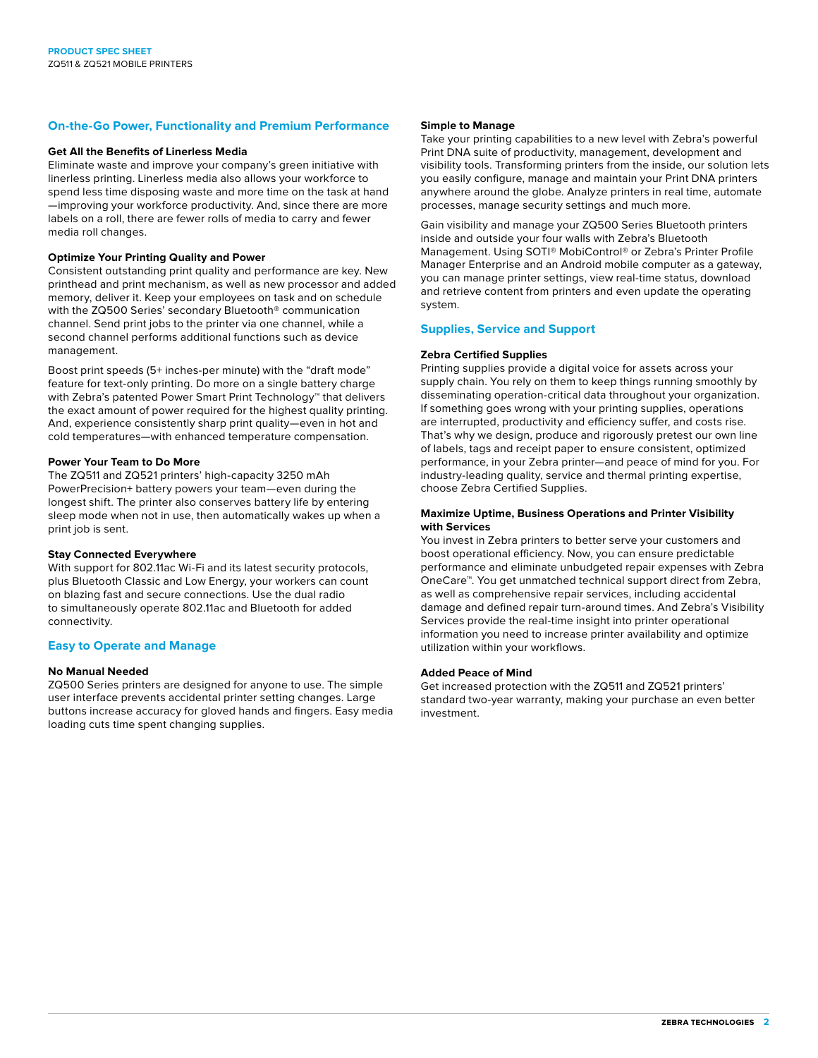## On-the-Go Power, Functionality and Premium Performance

### Get All the Benefits of Linerless Media

Eliminate waste and improve your company's green initiative with linerless printing. Linerless media also allows your workforce to spend less time disposing waste and more time on the task at hand —improving your workforce productivity. And, since there are more labels on a roll, there are fewer rolls of media to carry and fewer media roll changes.

### Optimize Your Printing Quality and Power

Consistent outstanding print quality and performance are key. New printhead and print mechanism, as well as new processor and added memory, deliver it. Keep your employees on task and on schedule with the ZQ500 Series' secondary Bluetooth® communication channel. Send print jobs to the printer via one channel, while a second channel performs additional functions such as device management.

Boost print speeds (5+ inches-per minute) with the "draft mode" feature for text-only printing. Do more on a single battery charge with Zebra's patented Power Smart Print Technology™ that delivers the exact amount of power required for the highest quality printing. And, experience consistently sharp print quality—even in hot and cold temperatures—with enhanced temperature compensation.

### Power Your Team to Do More

The ZQ511 and ZQ521 printers' high-capacity 3250 mAh PowerPrecision+ battery powers your team—even during the longest shift. The printer also conserves battery life by entering sleep mode when not in use, then automatically wakes up when a print job is sent.

### Stay Connected Everywhere

With support for 802.11ac Wi-Fi and its latest security protocols, plus Bluetooth Classic and Low Energy, your workers can count on blazing fast and secure connections. Use the dual radio to simultaneously operate 802.11ac and Bluetooth for added connectivity.

## Easy to Operate and Manage

### No Manual Needed

ZQ500 Series printers are designed for anyone to use. The simple user interface prevents accidental printer setting changes. Large buttons increase accuracy for gloved hands and fingers. Easy media loading cuts time spent changing supplies.

### Simple to Manage

Take your printing capabilities to a new level with Zebra's powerful Print DNA suite of productivity, management, development and visibility tools. Transforming printers from the inside, our solution lets you easily configure, manage and maintain your Print DNA printers anywhere around the globe. Analyze printers in real time, automate processes, manage security settings and much more.

Gain visibility and manage your ZQ500 Series Bluetooth printers inside and outside your four walls with Zebra's Bluetooth Management. Using SOTI® MobiControl® or Zebra's Printer Profile Manager Enterprise and an Android mobile computer as a gateway, you can manage printer settings, view real-time status, download and retrieve content from printers and even update the operating system.

## Supplies, Service and Support

### Zebra Certified Supplies

Printing supplies provide a digital voice for assets across your supply chain. You rely on them to keep things running smoothly by disseminating operation-critical data throughout your organization. If something goes wrong with your printing supplies, operations are interrupted, productivity and efficiency suffer, and costs rise. That's why we design, produce and rigorously pretest our own line of labels, tags and receipt paper to ensure consistent, optimized performance, in your Zebra printer—and peace of mind for you. For industry-leading quality, service and thermal printing expertise, choose Zebra Certified Supplies.

### Maximize Uptime, Business Operations and Printer Visibility with Services

You invest in Zebra printers to better serve your customers and boost operational efficiency. Now, you can ensure predictable performance and eliminate unbudgeted repair expenses with Zebra OneCare™. You get unmatched technical support direct from Zebra, as well as comprehensive repair services, including accidental damage and defined repair turn-around times. And Zebra's Visibility Services provide the real-time insight into printer operational information you need to increase printer availability and optimize utilization within your workflows.

### Added Peace of Mind

Get increased protection with the ZQ511 and ZQ521 printers' standard two-year warranty, making your purchase an even better investment.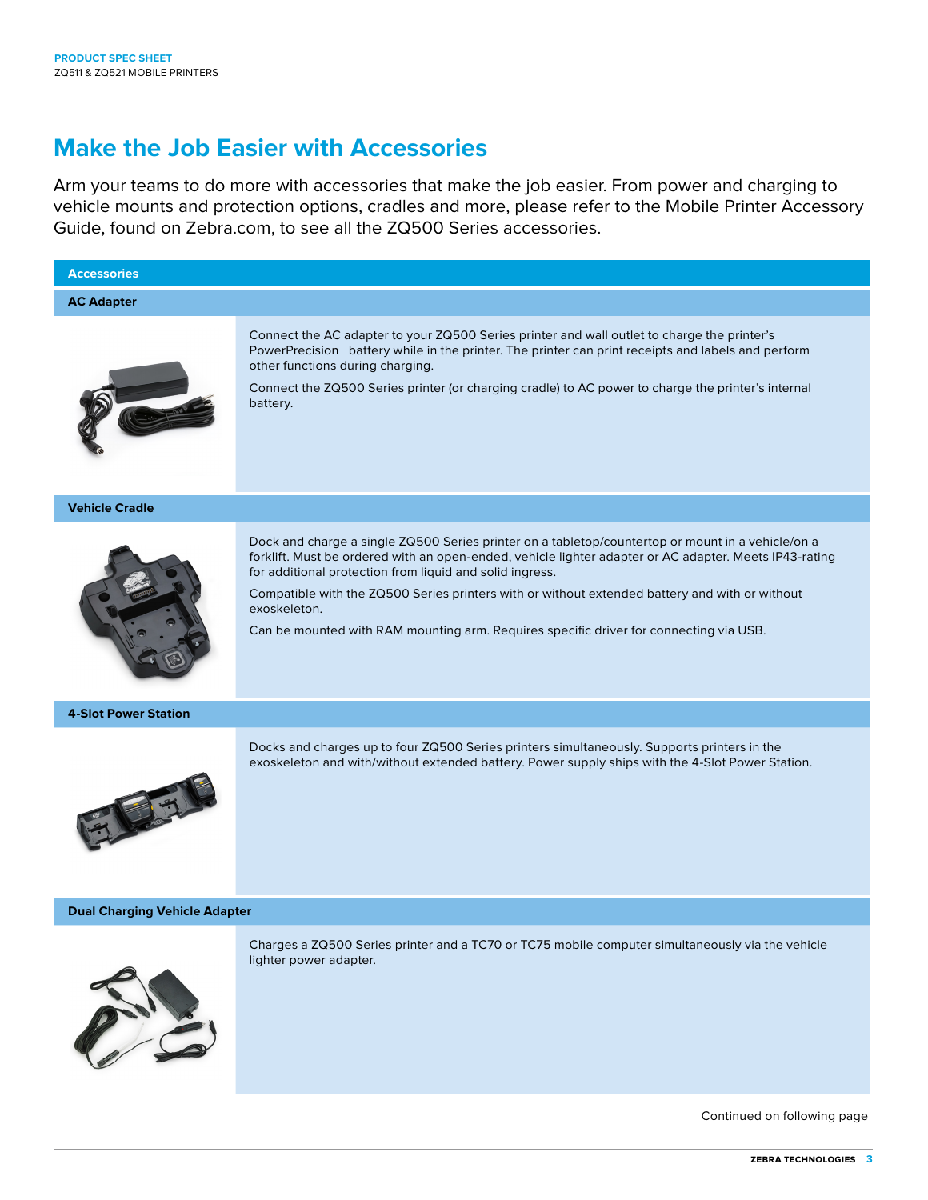# Make the Job Easier with Accessories

Arm your teams to do more with accessories that make the job easier. From power and charging to vehicle mounts and protection options, cradles and more, please refer to the Mobile Printer Accessory Guide, found on Zebra.com, to see all the ZQ500 Series accessories.

## Accessories

### AC Adapter

Connect the AC adapter to your ZQ500 Series printer and wall outlet to charge the printer's PowerPrecision+ battery while in the printer. The printer can print receipts and labels and perform other functions during charging.

Connect the ZQ500 Series printer (or charging cradle) to AC power to charge the printer's internal battery.

### Vehicle Cradle

Dock and charge a single ZQ500 Series printer on a tabletop/countertop or mount in a vehicle/on a forklift. Must be ordered with an open-ended, vehicle lighter adapter or AC adapter. Meets IP43-rating for additional protection from liquid and solid ingress.

Compatible with the ZQ500 Series printers with or without extended battery and with or without exoskeleton.

Can be mounted with RAM mounting arm. Requires specific driver for connecting via USB.

### 4-Slot Power Station

Docks and charges up to four ZQ500 Series printers simultaneously. Supports printers in the exoskeleton and with/without extended battery. Power supply ships with the 4-Slot Power Station.

### Dual Charging Vehicle Adapter

Charges a ZQ500 Series printer and a TC70 or TC75 mobile computer simultaneously via the vehicle lighter power adapter.

Continued on following page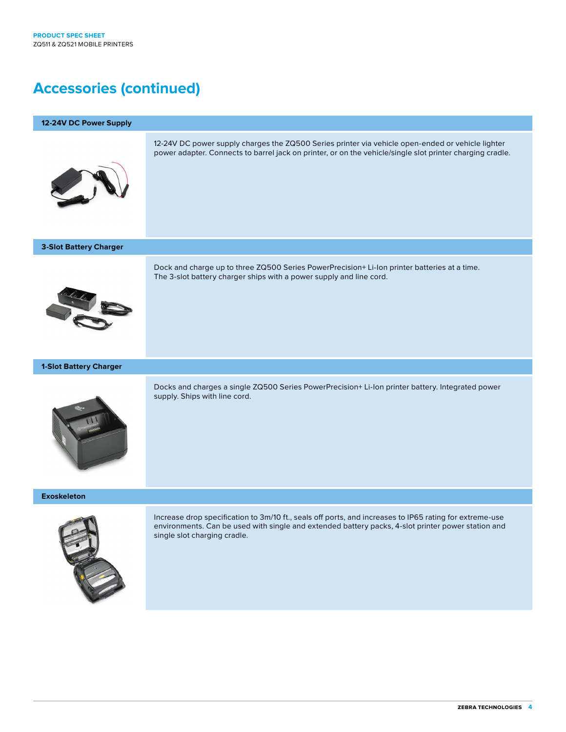# Accessories (continued)

## 12-24V DC Power Supply

12-24V DC power supply charges the ZQ500 Series printer via vehicle open-ended or vehicle lighter power adapter. Connects to barrel jack on printer, or on the vehicle/single slot printer charging cradle.

## 3-Slot Battery Charger

Dock and charge up to three ZQ500 Series PowerPrecision+ Li-Ion printer batteries at a time. The 3-slot battery charger ships with a power supply and line cord.

## 1-Slot Battery Charger

Docks and charges a single ZQ500 Series PowerPrecision+ Li-Ion printer battery. Integrated power supply. Ships with line cord.

## Exoskeleton

Increase drop specification to 3m/10 ft., seals off ports, and increases to IP65 rating for extreme-use environments. Can be used with single and extended battery packs, 4-slot printer power station and single slot charging cradle.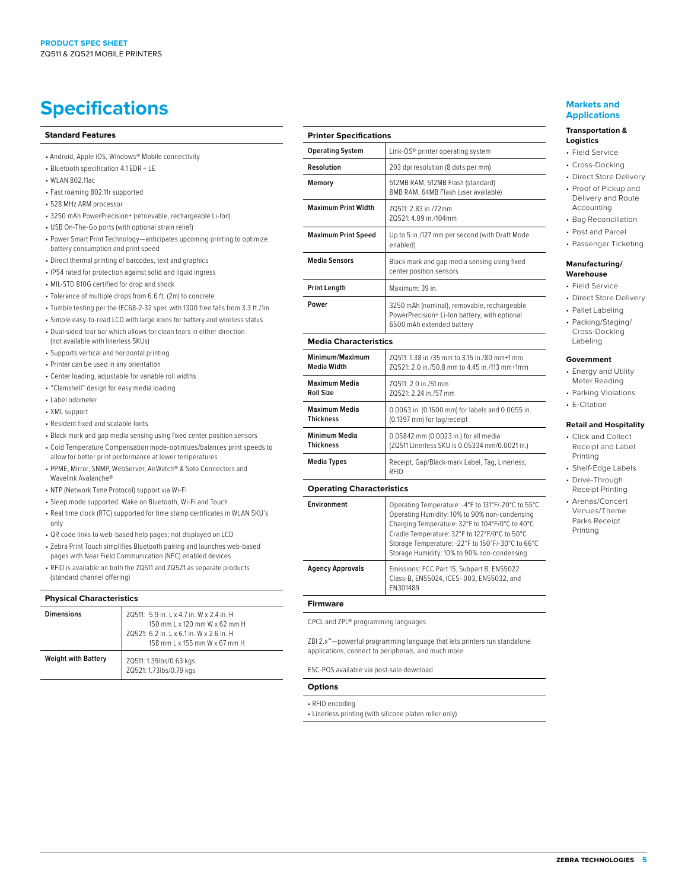# Specifications

### Standard Features

- Android, Apple iOS, Windows® Mobile connectivity
- Bluetooth specification 4.1 EDR + LE
- WLAN 802.11ac
- Fast roaming 802.11r supported
- 528 MHz ARM processor
- 3250 mAh PowerPrecision+ (retrievable, rechargeable Li-Ion)
- USB On-The-Go ports (with optional strain relief)
- Power Smart Print Technology—anticipates upcoming printing to optimize battery consumption and print speed
- Direct thermal printing of barcodes, text and graphics
- IP54 rated for protection against solid and liquid ingress
- MIL-STD 810G certified for drop and shock
- Tolerance of multiple drops from 6.6 ft. (2m) to concrete
- Tumble testing per the IEC68-2-32 spec with 1300 free falls from 3.3 ft./1m
- Simple easy-to-read LCD with large icons for battery and wireless status
- Dual-sided tear bar which allows for clean tears in either direction (not available with linerless SKUs)
- Supports vertical and horizontal printing
- Printer can be used in any orientation
- Center loading, adjustable for variable roll widths
- "Clamshell" design for easy media loading
- Label odometer
- XML support
- Resident fixed and scalable fonts
- Black mark and gap media sensing using fixed center position sensors
- Cold Temperature Compensation mode-optimizes/balances print speeds to allow for better print performance at lower temperatures
- PPME, Mirror, SNMP, WebServer, AirWatch® & Soto Connectors and Wavelink Avalanche®
- NTP (Network Time Protocol) support via Wi-Fi
- Sleep mode supported. Wake on Bluetooth, Wi-Fi and Touch
- Real time clock (RTC) supported for time stamp certificates in WLAN SKU's only
- QR code links to web-based help pages; not displayed on LCD
- Zebra Print Touch simplifies Bluetooth pairing and launches web-based pages with Near Field Communication (NFC) enabled devices
- RFID is available on both the ZQ511 and ZQ521 as separate products (standard channel offering)

### Physical Characteristics

| | |
|---|---|
| **Dimensions** | ZQ511: 5.9 in. L x 4.7 in. W x 2.4 in. H<br>150 mm L x 120 mm W x 62 mm H<br>ZQ521: 6.2 in. L x 6.1 in. W x 2.6 in. H<br>158 mm L x 155 mm W x 67 mm H |
| **Weight with Battery** | ZQ511: 1.39lbs/0.63 kgs<br>ZQ521: 1.73lbs/0.79 kgs |

### Printer Specifications

| | |
|---|---|
| **Operating System** | Link-OS® printer operating system |
| **Resolution** | 203 dpi resolution (8 dots per mm) |
| **Memory** | 512MB RAM, 512MB Flash (standard)<br>8MB RAM, 64MB Flash (user available) |
| **Maximum Print Width** | ZQ511: 2.83 in./72mm<br>ZQ521: 4.09 in./104mm |
| **Maximum Print Speed** | Up to 5 in./127 mm per second (with Draft Mode enabled) |
| **Media Sensors** | Black mark and gap media sensing using fixed center position sensors |
| **Print Length** | Maximum: 39 in. |
| **Power** | 3250 mAh (nominal), removable, rechargeable PowerPrecision+ Li-Ion battery, with optional 6500 mAh extended battery |

### Media Characteristics

| | |
|---|---|
| **Minimum/Maximum Media Width** | ZQ511: 1.38 in./35 mm to 3.15 in./80 mm+1 mm<br>ZQ521: 2.0 in./50.8 mm to 4.45 in./113 mm+1mm |
| **Maximum Media Roll Size** | ZQ511: 2.0 in./51 mm<br>ZQ521: 2.24 in./57 mm |
| **Maximum Media Thickness** | 0.0063 in. (0.1600 mm) for labels and 0.0055 in. (0.1397 mm) for tag/receipt |
| **Minimum Media Thickness** | 0.05842 mm (0.0023 in.) for all media<br>(ZQ511 Linerless SKU is 0.05334 mm/0.0021 in.) |
| **Media Types** | Receipt, Gap/Black-mark Label, Tag, Linerless, RFID |

### Operating Characteristics

| | |
|---|---|
| **Environment** | Operating Temperature: -4°F to 131°F/-20°C to 55°C<br>Operating Humidity: 10% to 90% non-condensing<br>Charging Temperature: 32°F to 104°F/0°C to 40°C<br>Cradle Temperature: 32°F to 122°F/0°C to 50°C<br>Storage Temperature: -22°F to 150°F/-30°C to 66°C<br>Storage Humidity: 10% to 90% non-condensing |
| **Agency Approvals** | Emissions: FCC Part 15, Subpart B, EN55022 Class-B, EN55024, ICES- 003, EN55032, and EN301489 |

### Firmware

CPCL and ZPL® programming languages

ZBI 2.x™—powerful programming language that lets printers run standalone applications, connect to peripherals, and much more

ESC-POS available via post-sale download

### Options

- RFID encoding
- Linerless printing (with silicone platen roller only)

## Markets and Applications

**Transportation & Logistics**

- Field Service
- Cross-Docking
- Direct Store Delivery
- Proof of Pickup and Delivery and Route Accounting
- Bag Reconciliation
- Post and Parcel
- Passenger Ticketing

**Manufacturing/ Warehouse**

- Field Service
- Direct Store Delivery
- Pallet Labeling
- Packing/Staging/ Cross-Docking Labeling

**Government**

- Energy and Utility Meter Reading
- Parking Violations
- E-Citation

**Retail and Hospitality**

- Click and Collect Receipt and Label Printing
- Shelf-Edge Labels
- Drive-Through Receipt Printing
- Arenas/Concert Venues/Theme Parks Receipt Printing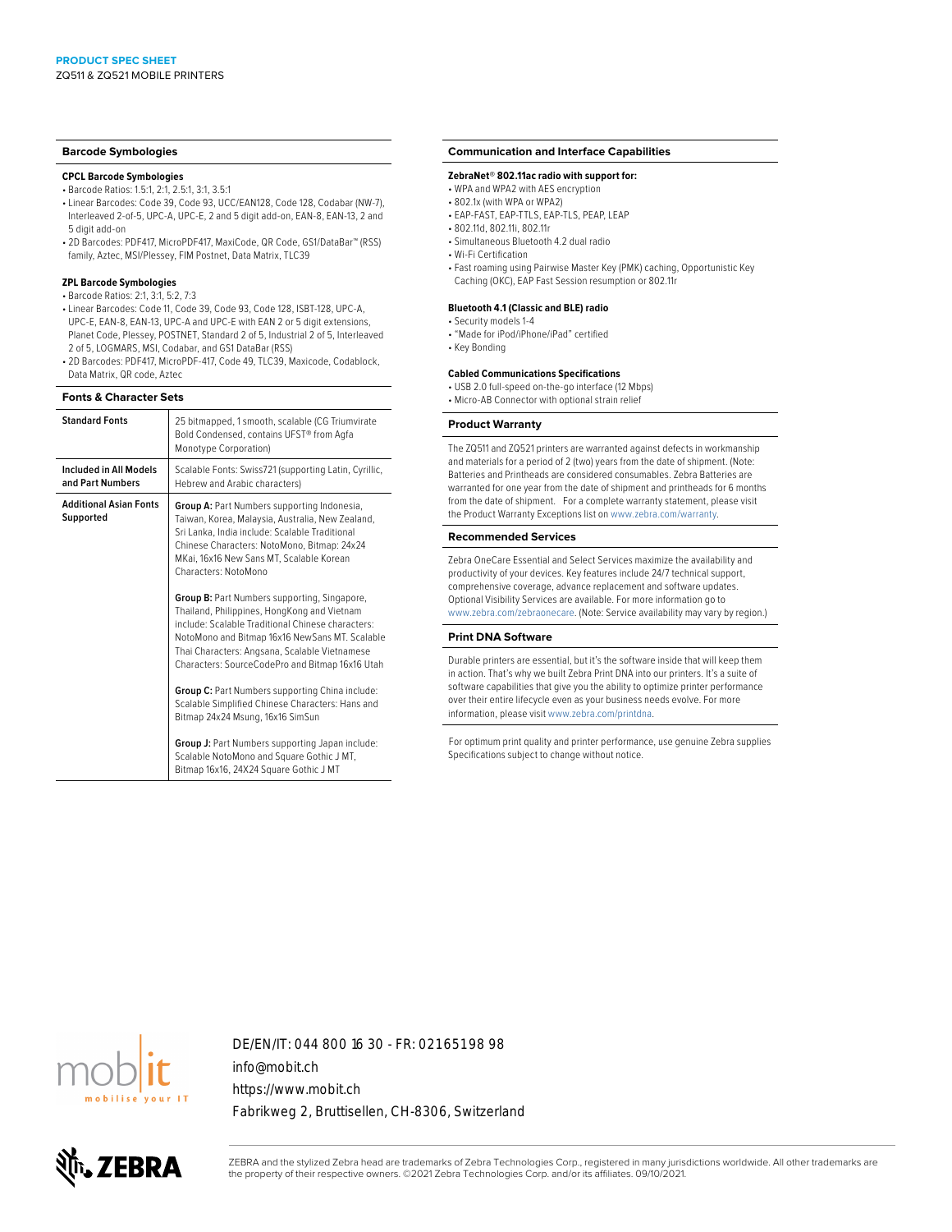## Barcode Symbologies

**CPCL Barcode Symbologies**

- Barcode Ratios: 1.5:1, 2:1, 2.5:1, 3:1, 3.5:1
- Linear Barcodes: Code 39, Code 93, UCC/EAN128, Code 128, Codabar (NW-7), Interleaved 2-of-5, UPC-A, UPC-E, 2 and 5 digit add-on, EAN-8, EAN-13, 2 and 5 digit add-on
- 2D Barcodes: PDF417, MicroPDF417, MaxiCode, QR Code, GS1/DataBar™ (RSS) family, Aztec, MSI/Plessey, FIM Postnet, Data Matrix, TLC39

**ZPL Barcode Symbologies**

- Barcode Ratios: 2:1, 3:1, 5:2, 7:3
- Linear Barcodes: Code 11, Code 39, Code 93, Code 128, ISBT-128, UPC-A, UPC-E, EAN-8, EAN-13, UPC-A and UPC-E with EAN 2 or 5 digit extensions, Planet Code, Plessey, POSTNET, Standard 2 of 5, Industrial 2 of 5, Interleaved 2 of 5, LOGMARS, MSI, Codabar, and GS1 DataBar (RSS)
- 2D Barcodes: PDF417, MicroPDF-417, Code 49, TLC39, Maxicode, Codablock, Data Matrix, QR code, Aztec

## Fonts & Character Sets

| | |
|---|---|
| **Standard Fonts** | 25 bitmapped, 1 smooth, scalable (CG Triumvirate Bold Condensed, contains UFST® from Agfa Monotype Corporation) |
| **Included in All Models and Part Numbers** | Scalable Fonts: Swiss721 (supporting Latin, Cyrillic, Hebrew and Arabic characters) |
| **Additional Asian Fonts Supported** | **Group A:** Part Numbers supporting Indonesia, Taiwan, Korea, Malaysia, Australia, New Zealand, Sri Lanka, India include: Scalable Traditional Chinese Characters: NotoMono, Bitmap: 24x24 MKai, 16x16 New Sans MT, Scalable Korean Characters: NotoMono<br><br>**Group B:** Part Numbers supporting, Singapore, Thailand, Philippines, HongKong and Vietnam include: Scalable Traditional Chinese characters: NotoMono and Bitmap 16x16 NewSans MT. Scalable Thai Characters: Angsana, Scalable Vietnamese Characters: SourceCodePro and Bitmap 16x16 Utah<br><br>**Group C:** Part Numbers supporting China include: Scalable Simplified Chinese Characters: Hans and Bitmap 24x24 Msung, 16x16 SimSun<br><br>**Group J:** Part Numbers supporting Japan include: Scalable NotoMono and Square Gothic J MT, Bitmap 16x16, 24X24 Square Gothic J MT |

## Communication and Interface Capabilities

**ZebraNet® 802.11ac radio with support for:**

- WPA and WPA2 with AES encryption
- 802.1x (with WPA or WPA2)
- EAP-FAST, EAP-TTLS, EAP-TLS, PEAP, LEAP
- 802.11d, 802.11i, 802.11r
- Simultaneous Bluetooth 4.2 dual radio
- Wi-Fi Certification
- Fast roaming using Pairwise Master Key (PMK) caching, Opportunistic Key Caching (OKC), EAP Fast Session resumption or 802.11r

**Bluetooth 4.1 (Classic and BLE) radio**

- Security models 1-4
- "Made for iPod/iPhone/iPad" certified
- Key Bonding

**Cabled Communications Specifications**

- USB 2.0 full-speed on-the-go interface (12 Mbps)
- Micro-AB Connector with optional strain relief

## Product Warranty

The ZQ511 and ZQ521 printers are warranted against defects in workmanship and materials for a period of 2 (two) years from the date of shipment. (Note: Batteries and Printheads are considered consumables. Zebra Batteries are warranted for one year from the date of shipment and printheads for 6 months from the date of shipment. For a complete warranty statement, please visit the Product Warranty Exceptions list on www.zebra.com/warranty.

## Recommended Services

Zebra OneCare Essential and Select Services maximize the availability and productivity of your devices. Key features include 24/7 technical support, comprehensive coverage, advance replacement and software updates. Optional Visibility Services are available. For more information go to www.zebra.com/zebraonecare. (Note: Service availability may vary by region.)

## Print DNA Software

Durable printers are essential, but it's the software inside that will keep them in action. That's why we built Zebra Print DNA into our printers. It's a suite of software capabilities that give you the ability to optimize printer performance over their entire lifecycle even as your business needs evolve. For more information, please visit www.zebra.com/printdna.

For optimum print quality and printer performance, use genuine Zebra supplies Specifications subject to change without notice.

DE/EN/IT: 044 800 16 30 - FR: 02165198 98
info@mobit.ch
https://www.mobit.ch
Fabrikweg 2, Bruttisellen, CH-8306, Switzerland

ZEBRA and the stylized Zebra head are trademarks of Zebra Technologies Corp., registered in many jurisdictions worldwide. All other trademarks are the property of their respective owners. ©2021 Zebra Technologies Corp. and/or its affiliates. 09/10/2021.